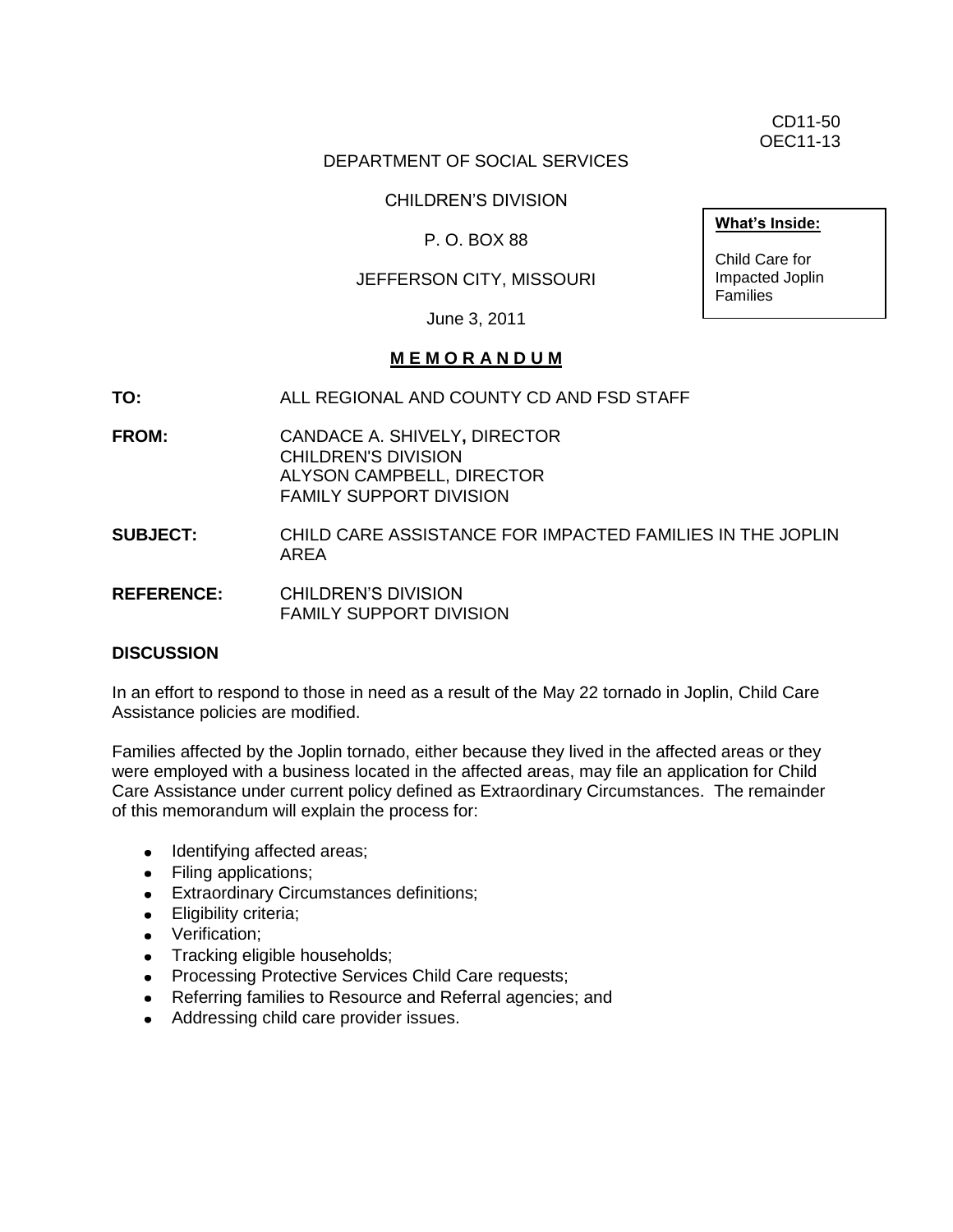CD11-50
OEC11-13

DEPARTMENT OF SOCIAL SERVICES

CHILDREN'S DIVISION

P. O. BOX 88

JEFFERSON CITY, MISSOURI

June 3, 2011

**What's Inside:**

Child Care for Impacted Joplin Families

**M E M O R A N D U M**

**TO:** ALL REGIONAL AND COUNTY CD AND FSD STAFF

**FROM:** CANDACE A. SHIVELY**,** DIRECTOR
CHILDREN'S DIVISION
ALYSON CAMPBELL, DIRECTOR
FAMILY SUPPORT DIVISION

**SUBJECT:** CHILD CARE ASSISTANCE FOR IMPACTED FAMILIES IN THE JOPLIN AREA

**REFERENCE:** CHILDREN'S DIVISION
FAMILY SUPPORT DIVISION

**DISCUSSION**

In an effort to respond to those in need as a result of the May 22 tornado in Joplin, Child Care Assistance policies are modified.

Families affected by the Joplin tornado, either because they lived in the affected areas or they were employed with a business located in the affected areas, may file an application for Child Care Assistance under current policy defined as Extraordinary Circumstances. The remainder of this memorandum will explain the process for:

- Identifying affected areas;
- Filing applications;
- Extraordinary Circumstances definitions;
- Eligibility criteria;
- Verification;
- Tracking eligible households;
- Processing Protective Services Child Care requests;
- Referring families to Resource and Referral agencies; and
- Addressing child care provider issues.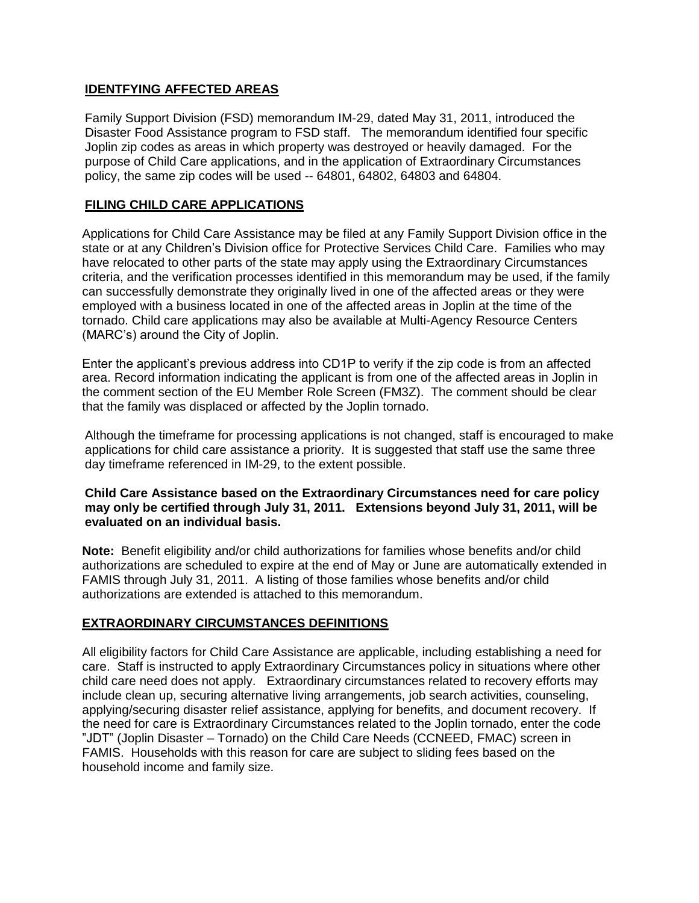## IDENTFYING AFFECTED AREAS

Family Support Division (FSD) memorandum IM-29, dated May 31, 2011, introduced the Disaster Food Assistance program to FSD staff. The memorandum identified four specific Joplin zip codes as areas in which property was destroyed or heavily damaged. For the purpose of Child Care applications, and in the application of Extraordinary Circumstances policy, the same zip codes will be used -- 64801, 64802, 64803 and 64804.

## FILING CHILD CARE APPLICATIONS

Applications for Child Care Assistance may be filed at any Family Support Division office in the state or at any Children's Division office for Protective Services Child Care. Families who may have relocated to other parts of the state may apply using the Extraordinary Circumstances criteria, and the verification processes identified in this memorandum may be used, if the family can successfully demonstrate they originally lived in one of the affected areas or they were employed with a business located in one of the affected areas in Joplin at the time of the tornado. Child care applications may also be available at Multi-Agency Resource Centers (MARC's) around the City of Joplin.

Enter the applicant's previous address into CD1P to verify if the zip code is from an affected area. Record information indicating the applicant is from one of the affected areas in Joplin in the comment section of the EU Member Role Screen (FM3Z). The comment should be clear that the family was displaced or affected by the Joplin tornado.

Although the timeframe for processing applications is not changed, staff is encouraged to make applications for child care assistance a priority. It is suggested that staff use the same three day timeframe referenced in IM-29, to the extent possible.

**Child Care Assistance based on the Extraordinary Circumstances need for care policy may only be certified through July 31, 2011. Extensions beyond July 31, 2011, will be evaluated on an individual basis.**

**Note:** Benefit eligibility and/or child authorizations for families whose benefits and/or child authorizations are scheduled to expire at the end of May or June are automatically extended in FAMIS through July 31, 2011. A listing of those families whose benefits and/or child authorizations are extended is attached to this memorandum.

## EXTRAORDINARY CIRCUMSTANCES DEFINITIONS

All eligibility factors for Child Care Assistance are applicable, including establishing a need for care. Staff is instructed to apply Extraordinary Circumstances policy in situations where other child care need does not apply. Extraordinary circumstances related to recovery efforts may include clean up, securing alternative living arrangements, job search activities, counseling, applying/securing disaster relief assistance, applying for benefits, and document recovery. If the need for care is Extraordinary Circumstances related to the Joplin tornado, enter the code "JDT" (Joplin Disaster – Tornado) on the Child Care Needs (CCNEED, FMAC) screen in FAMIS. Households with this reason for care are subject to sliding fees based on the household income and family size.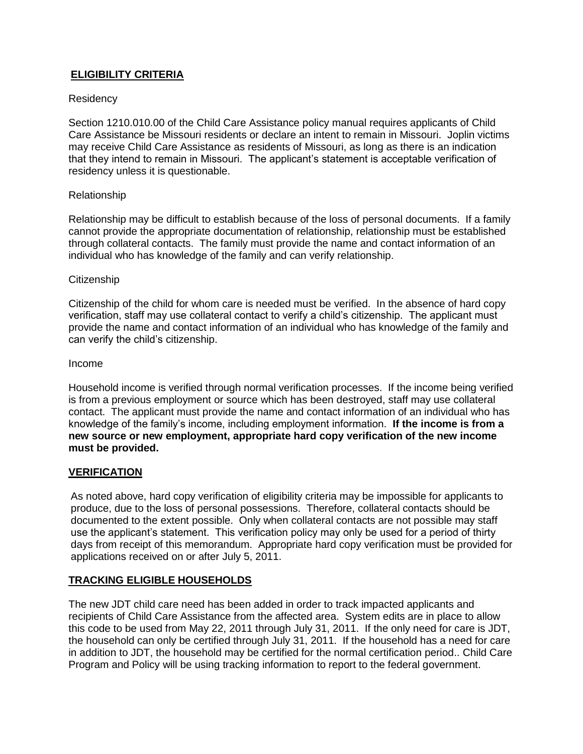## **ELIGIBILITY CRITERIA**

Residency

Section 1210.010.00 of the Child Care Assistance policy manual requires applicants of Child Care Assistance be Missouri residents or declare an intent to remain in Missouri. Joplin victims may receive Child Care Assistance as residents of Missouri, as long as there is an indication that they intend to remain in Missouri. The applicant's statement is acceptable verification of residency unless it is questionable.

Relationship

Relationship may be difficult to establish because of the loss of personal documents. If a family cannot provide the appropriate documentation of relationship, relationship must be established through collateral contacts. The family must provide the name and contact information of an individual who has knowledge of the family and can verify relationship.

Citizenship

Citizenship of the child for whom care is needed must be verified. In the absence of hard copy verification, staff may use collateral contact to verify a child's citizenship. The applicant must provide the name and contact information of an individual who has knowledge of the family and can verify the child's citizenship.

Income

Household income is verified through normal verification processes. If the income being verified is from a previous employment or source which has been destroyed, staff may use collateral contact. The applicant must provide the name and contact information of an individual who has knowledge of the family's income, including employment information. **If the income is from a new source or new employment, appropriate hard copy verification of the new income must be provided.**

## **VERIFICATION**

As noted above, hard copy verification of eligibility criteria may be impossible for applicants to produce, due to the loss of personal possessions. Therefore, collateral contacts should be documented to the extent possible. Only when collateral contacts are not possible may staff use the applicant's statement. This verification policy may only be used for a period of thirty days from receipt of this memorandum. Appropriate hard copy verification must be provided for applications received on or after July 5, 2011.

## **TRACKING ELIGIBLE HOUSEHOLDS**

The new JDT child care need has been added in order to track impacted applicants and recipients of Child Care Assistance from the affected area. System edits are in place to allow this code to be used from May 22, 2011 through July 31, 2011. If the only need for care is JDT, the household can only be certified through July 31, 2011. If the household has a need for care in addition to JDT, the household may be certified for the normal certification period.. Child Care Program and Policy will be using tracking information to report to the federal government.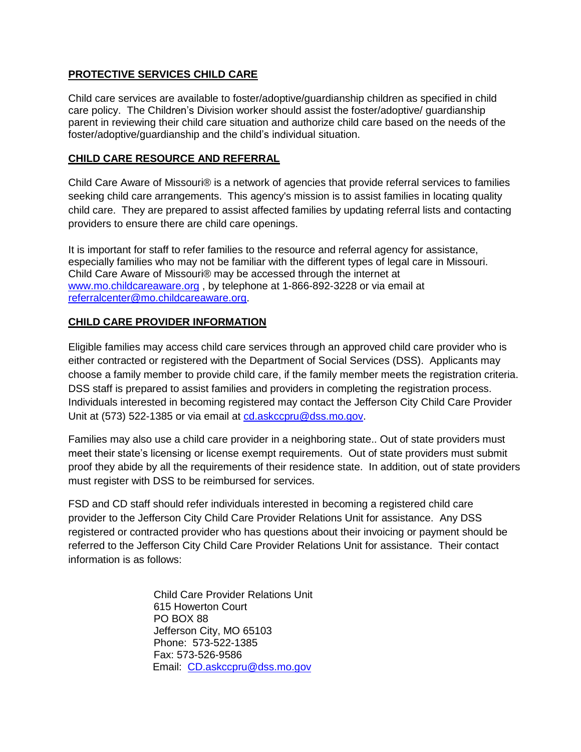## PROTECTIVE SERVICES CHILD CARE

Child care services are available to foster/adoptive/guardianship children as specified in child care policy. The Children's Division worker should assist the foster/adoptive/ guardianship parent in reviewing their child care situation and authorize child care based on the needs of the foster/adoptive/guardianship and the child's individual situation.

## CHILD CARE RESOURCE AND REFERRAL

Child Care Aware of Missouri® is a network of agencies that provide referral services to families seeking child care arrangements. This agency's mission is to assist families in locating quality child care. They are prepared to assist affected families by updating referral lists and contacting providers to ensure there are child care openings.

It is important for staff to refer families to the resource and referral agency for assistance, especially families who may not be familiar with the different types of legal care in Missouri. Child Care Aware of Missouri® may be accessed through the internet at www.mo.childcareaware.org , by telephone at 1-866-892-3228 or via email at referralcenter@mo.childcareaware.org.

## CHILD CARE PROVIDER INFORMATION

Eligible families may access child care services through an approved child care provider who is either contracted or registered with the Department of Social Services (DSS). Applicants may choose a family member to provide child care, if the family member meets the registration criteria. DSS staff is prepared to assist families and providers in completing the registration process. Individuals interested in becoming registered may contact the Jefferson City Child Care Provider Unit at (573) 522-1385 or via email at cd.askccpru@dss.mo.gov.

Families may also use a child care provider in a neighboring state.. Out of state providers must meet their state's licensing or license exempt requirements. Out of state providers must submit proof they abide by all the requirements of their residence state. In addition, out of state providers must register with DSS to be reimbursed for services.

FSD and CD staff should refer individuals interested in becoming a registered child care provider to the Jefferson City Child Care Provider Relations Unit for assistance. Any DSS registered or contracted provider who has questions about their invoicing or payment should be referred to the Jefferson City Child Care Provider Relations Unit for assistance. Their contact information is as follows:

Child Care Provider Relations Unit
615 Howerton Court
PO BOX 88
Jefferson City, MO 65103
Phone: 573-522-1385
Fax: 573-526-9586
Email: CD.askccpru@dss.mo.gov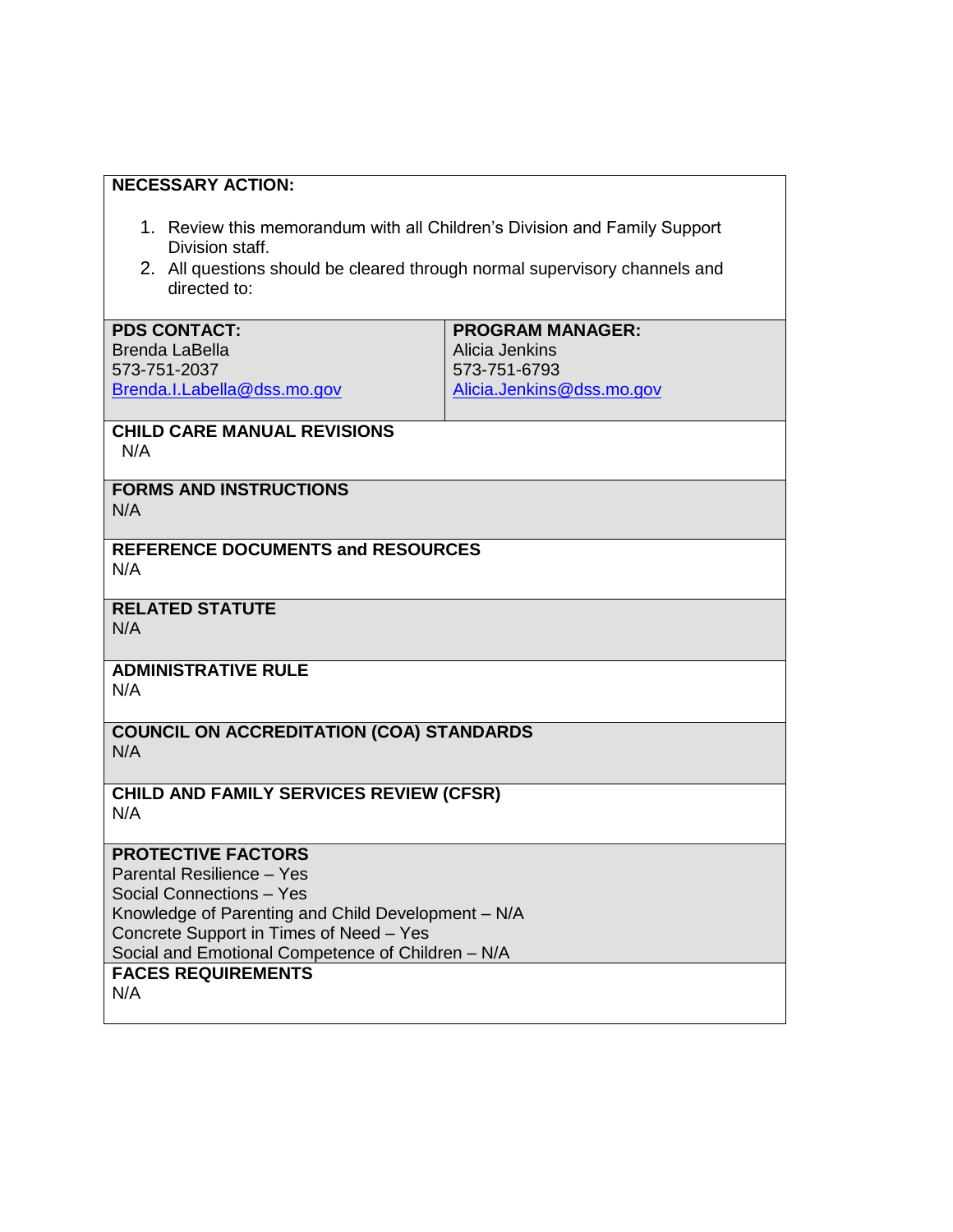**NECESSARY ACTION:**

1. Review this memorandum with all Children's Division and Family Support Division staff.
2. All questions should be cleared through normal supervisory channels and directed to:

| **PDS CONTACT:** | **PROGRAM MANAGER:** |
| --- | --- |
| Brenda LaBella<br>573-751-2037<br>Brenda.I.Labella@dss.mo.gov | Alicia Jenkins<br>573-751-6793<br>Alicia.Jenkins@dss.mo.gov |

**CHILD CARE MANUAL REVISIONS**
N/A

**FORMS AND INSTRUCTIONS**
N/A

**REFERENCE DOCUMENTS and RESOURCES**
N/A

**RELATED STATUTE**
N/A

**ADMINISTRATIVE RULE**
N/A

**COUNCIL ON ACCREDITATION (COA) STANDARDS**
N/A

**CHILD AND FAMILY SERVICES REVIEW (CFSR)**
N/A

**PROTECTIVE FACTORS**
Parental Resilience – Yes
Social Connections – Yes
Knowledge of Parenting and Child Development – N/A
Concrete Support in Times of Need – Yes
Social and Emotional Competence of Children – N/A

**FACES REQUIREMENTS**
N/A